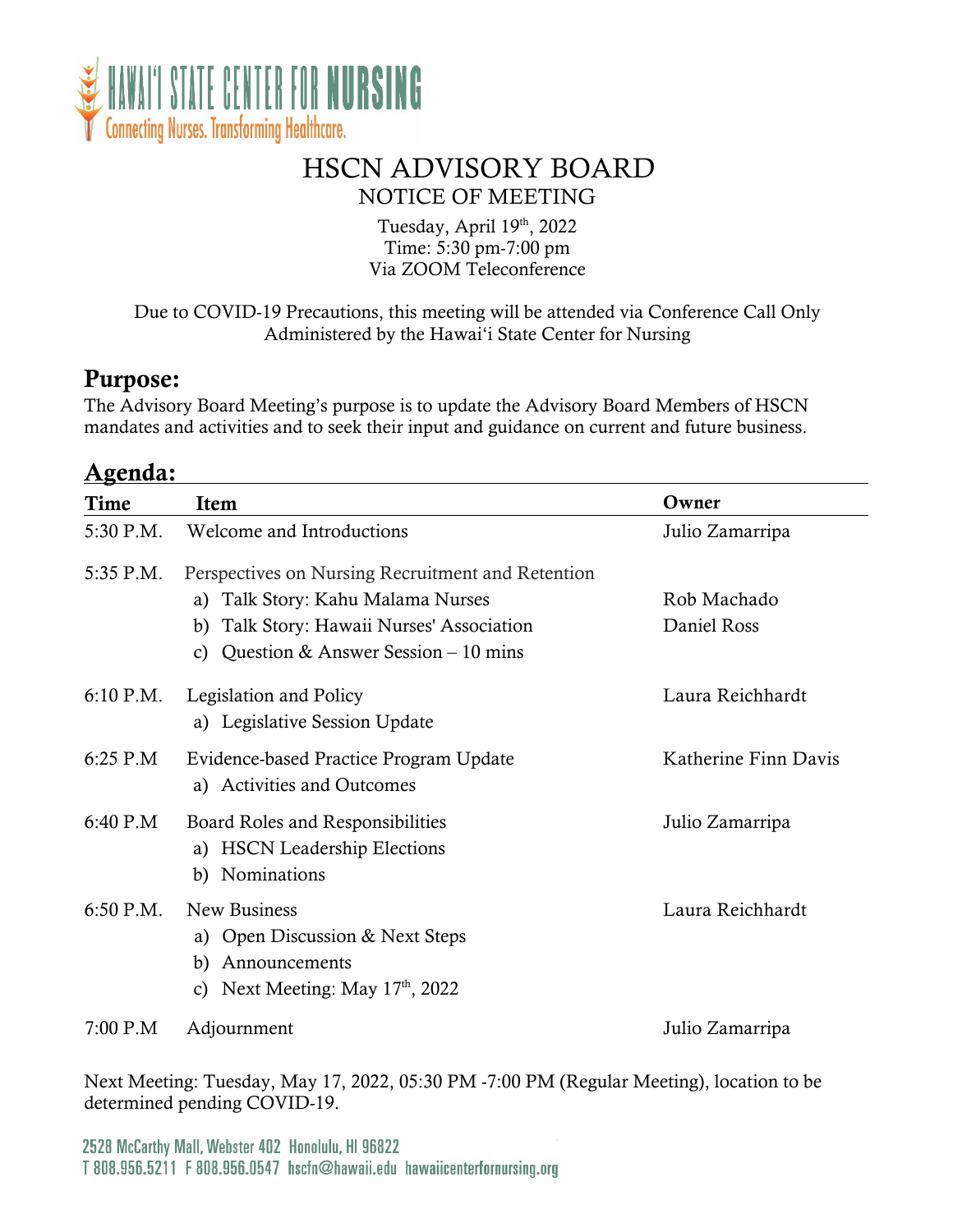HAWAIʻI STATE CENTER FOR NURSING
Connecting Nurses. Transforming Healthcare.

# HSCN ADVISORY BOARD

## NOTICE OF MEETING

Tuesday, April 19th, 2022
Time: 5:30 pm-7:00 pm
Via ZOOM Teleconference

Due to COVID-19 Precautions, this meeting will be attended via Conference Call Only
Administered by the Hawaiʻi State Center for Nursing

## Purpose:

The Advisory Board Meeting's purpose is to update the Advisory Board Members of HSCN mandates and activities and to seek their input and guidance on current and future business.

## Agenda:

| Time | Item | Owner |
|---|---|---|
| 5:30 P.M. | Welcome and Introductions | Julio Zamarripa |
| 5:35 P.M. | Perspectives on Nursing Recruitment and Retention | |
| | a) Talk Story: Kahu Malama Nurses | Rob Machado |
| | b) Talk Story: Hawaii Nurses' Association | Daniel Ross |
| | c) Question & Answer Session – 10 mins | |
| 6:10 P.M. | Legislation and Policy | Laura Reichhardt |
| | a) Legislative Session Update | |
| 6:25 P.M | Evidence-based Practice Program Update | Katherine Finn Davis |
| | a) Activities and Outcomes | |
| 6:40 P.M | Board Roles and Responsibilities | Julio Zamarripa |
| | a) HSCN Leadership Elections | |
| | b) Nominations | |
| 6:50 P.M. | New Business | Laura Reichhardt |
| | a) Open Discussion & Next Steps | |
| | b) Announcements | |
| | c) Next Meeting: May 17th, 2022 | |
| 7:00 P.M | Adjournment | Julio Zamarripa |

Next Meeting: Tuesday, May 17, 2022, 05:30 PM -7:00 PM (Regular Meeting), location to be determined pending COVID-19.

2528 McCarthy Mall, Webster 402 Honolulu, HI 96822
T 808.956.5211 F 808.956.0547 hscfn@hawaii.edu hawaiicenterfornursing.org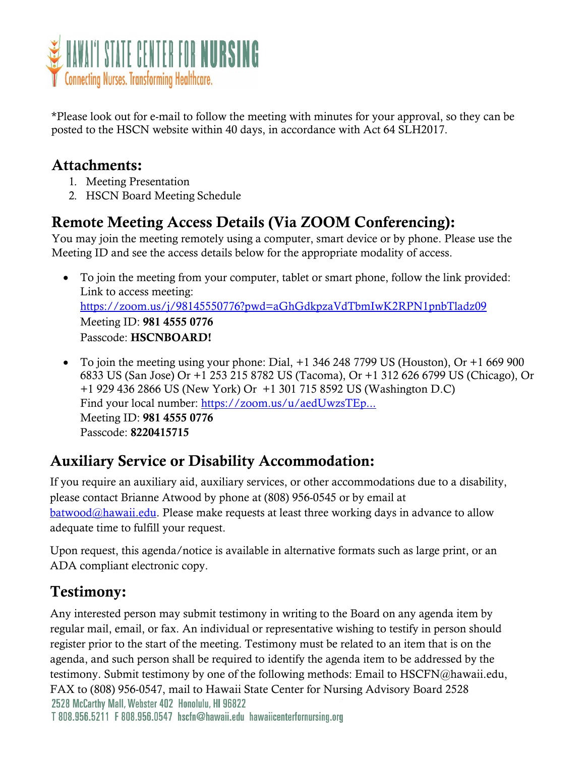*Please look out for e-mail to follow the meeting with minutes for your approval, so they can be posted to the HSCN website within 40 days, in accordance with Act 64 SLH2017.

## Attachments:

1. Meeting Presentation
2. HSCN Board Meeting Schedule

## Remote Meeting Access Details (Via ZOOM Conferencing):

You may join the meeting remotely using a computer, smart device or by phone. Please use the Meeting ID and see the access details below for the appropriate modality of access.

- To join the meeting from your computer, tablet or smart phone, follow the link provided: Link to access meeting: https://zoom.us/j/98145550776?pwd=aGhGdkpzaVdTbmIwK2RPN1pnbTladz09
  Meeting ID: **981 4555 0776**
  Passcode: **HSCNBOARD!**

- To join the meeting using your phone: Dial, +1 346 248 7799 US (Houston), Or +1 669 900 6833 US (San Jose) Or +1 253 215 8782 US (Tacoma), Or +1 312 626 6799 US (Chicago), Or +1 929 436 2866 US (New York) Or +1 301 715 8592 US (Washington D.C)
  Find your local number: https://zoom.us/u/aedUwzsTEp...
  Meeting ID: **981 4555 0776**
  Passcode: **8220415715**

## Auxiliary Service or Disability Accommodation:

If you require an auxiliary aid, auxiliary services, or other accommodations due to a disability, please contact Brianne Atwood by phone at (808) 956-0545 or by email at batwood@hawaii.edu. Please make requests at least three working days in advance to allow adequate time to fulfill your request.

Upon request, this agenda/notice is available in alternative formats such as large print, or an ADA compliant electronic copy.

## Testimony:

Any interested person may submit testimony in writing to the Board on any agenda item by regular mail, email, or fax. An individual or representative wishing to testify in person should register prior to the start of the meeting. Testimony must be related to an item that is on the agenda, and such person shall be required to identify the agenda item to be addressed by the testimony. Submit testimony by one of the following methods: Email to HSCFN@hawaii.edu, FAX to (808) 956-0547, mail to Hawaii State Center for Nursing Advisory Board 2528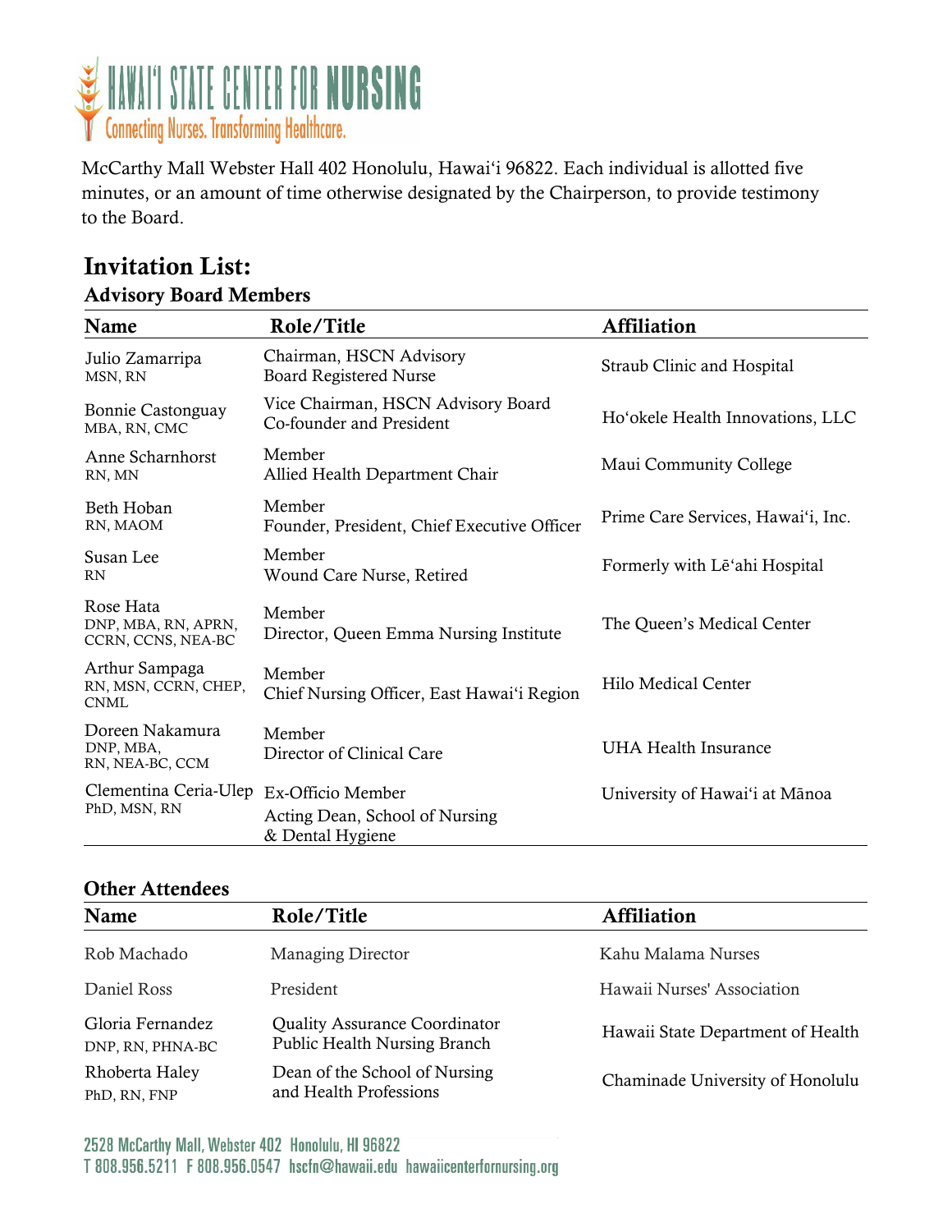McCarthy Mall Webster Hall 402 Honolulu, Hawaiʻi 96822. Each individual is allotted five minutes, or an amount of time otherwise designated by the Chairperson, to provide testimony to the Board.

## Invitation List:

### Advisory Board Members

| Name | Role/Title | Affiliation |
|---|---|---|
| Julio Zamarripa<br>MSN, RN | Chairman, HSCN Advisory<br>Board Registered Nurse | Straub Clinic and Hospital |
| Bonnie Castonguay<br>MBA, RN, CMC | Vice Chairman, HSCN Advisory Board<br>Co-founder and President | Hoʻokele Health Innovations, LLC |
| Anne Scharnhorst<br>RN, MN | Member<br>Allied Health Department Chair | Maui Community College |
| Beth Hoban<br>RN, MAOM | Member<br>Founder, President, Chief Executive Officer | Prime Care Services, Hawaiʻi, Inc. |
| Susan Lee<br>RN | Member<br>Wound Care Nurse, Retired | Formerly with Lēʻahi Hospital |
| Rose Hata<br>DNP, MBA, RN, APRN, CCRN, CCNS, NEA-BC | Member<br>Director, Queen Emma Nursing Institute | The Queen's Medical Center |
| Arthur Sampaga<br>RN, MSN, CCRN, CHEP, CNML | Member<br>Chief Nursing Officer, East Hawaiʻi Region | Hilo Medical Center |
| Doreen Nakamura<br>DNP, MBA, RN, NEA-BC, CCM | Member<br>Director of Clinical Care | UHA Health Insurance |
| Clementina Ceria-Ulep<br>PhD, MSN, RN | Ex-Officio Member<br>Acting Dean, School of Nursing & Dental Hygiene | University of Hawaiʻi at Mānoa |

### Other Attendees

| Name | Role/Title | Affiliation |
|---|---|---|
| Rob Machado | Managing Director | Kahu Malama Nurses |
| Daniel Ross | President | Hawaii Nurses' Association |
| Gloria Fernandez<br>DNP, RN, PHNA-BC | Quality Assurance Coordinator<br>Public Health Nursing Branch | Hawaii State Department of Health |
| Rhoberta Haley<br>PhD, RN, FNP | Dean of the School of Nursing<br>and Health Professions | Chaminade University of Honolulu |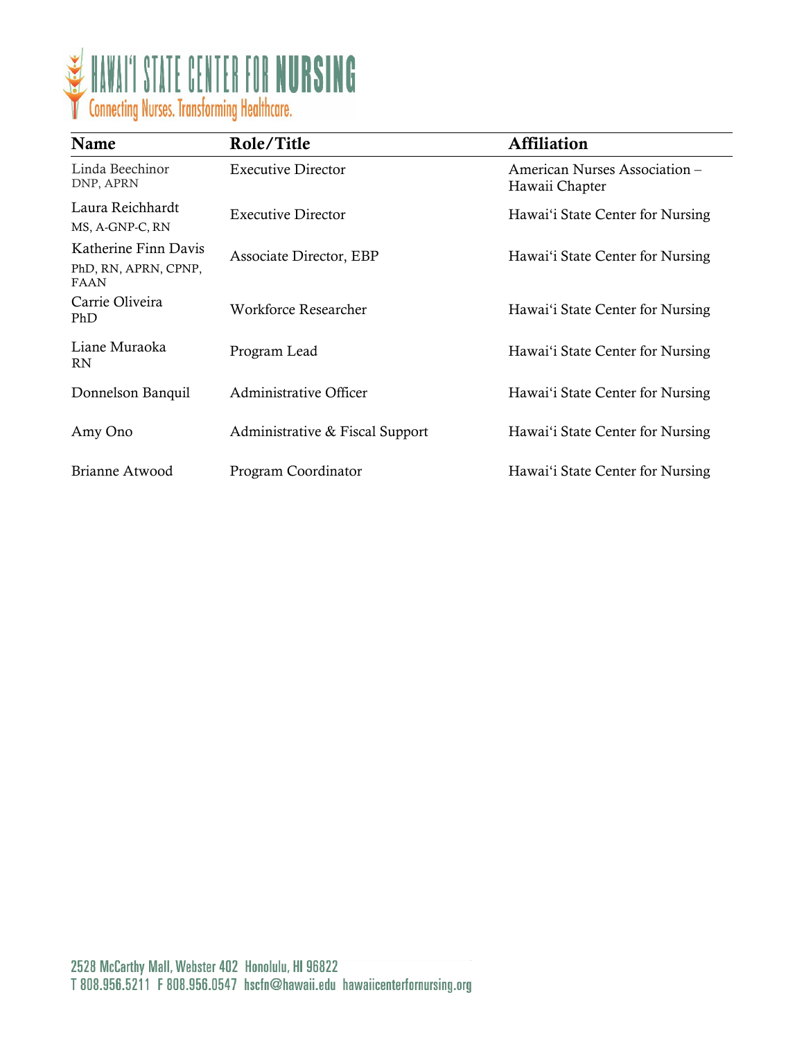| Name | Role/Title | Affiliation |
|---|---|---|
| Linda Beechinor DNP, APRN | Executive Director | American Nurses Association – Hawaii Chapter |
| Laura Reichhardt MS, A-GNP-C, RN | Executive Director | Hawai‘i State Center for Nursing |
| Katherine Finn Davis PhD, RN, APRN, CPNP, FAAN | Associate Director, EBP | Hawai‘i State Center for Nursing |
| Carrie Oliveira PhD | Workforce Researcher | Hawai‘i State Center for Nursing |
| Liane Muraoka RN | Program Lead | Hawai‘i State Center for Nursing |
| Donnelson Banquil | Administrative Officer | Hawai‘i State Center for Nursing |
| Amy Ono | Administrative & Fiscal Support | Hawai‘i State Center for Nursing |
| Brianne Atwood | Program Coordinator | Hawai‘i State Center for Nursing |